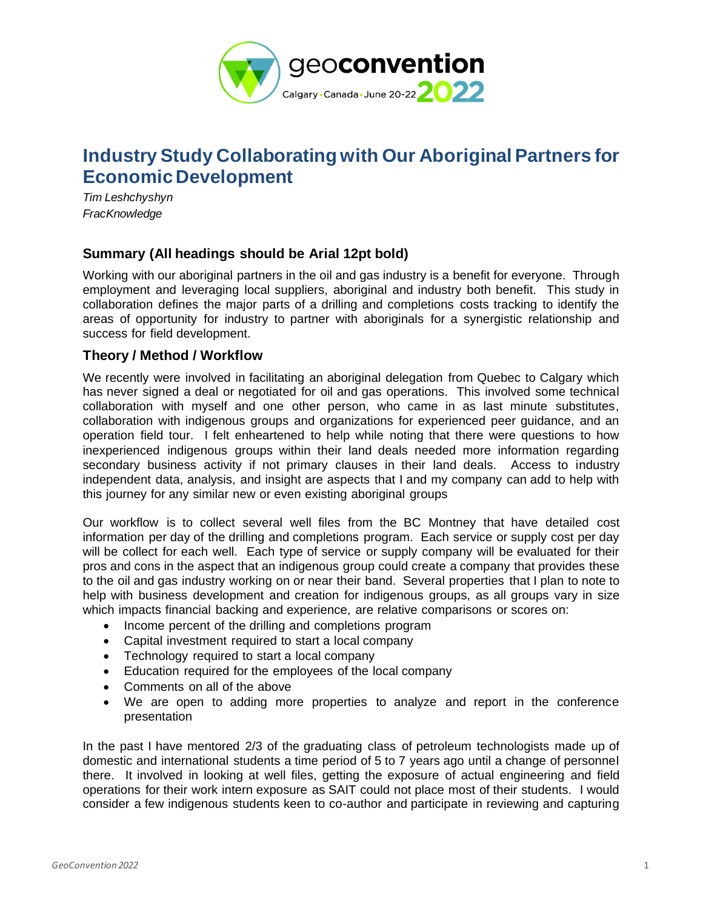geoconvention
Calgary • Canada • June 20-22 2022

# Industry Study Collaborating with Our Aboriginal Partners for Economic Development

*Tim Leshchyshyn*
*FracKnowledge*

## Summary (All headings should be Arial 12pt bold)

Working with our aboriginal partners in the oil and gas industry is a benefit for everyone. Through employment and leveraging local suppliers, aboriginal and industry both benefit. This study in collaboration defines the major parts of a drilling and completions costs tracking to identify the areas of opportunity for industry to partner with aboriginals for a synergistic relationship and success for field development.

## Theory / Method / Workflow

We recently were involved in facilitating an aboriginal delegation from Quebec to Calgary which has never signed a deal or negotiated for oil and gas operations. This involved some technical collaboration with myself and one other person, who came in as last minute substitutes, collaboration with indigenous groups and organizations for experienced peer guidance, and an operation field tour. I felt enheartened to help while noting that there were questions to how inexperienced indigenous groups within their land deals needed more information regarding secondary business activity if not primary clauses in their land deals. Access to industry independent data, analysis, and insight are aspects that I and my company can add to help with this journey for any similar new or even existing aboriginal groups

Our workflow is to collect several well files from the BC Montney that have detailed cost information per day of the drilling and completions program. Each service or supply cost per day will be collect for each well. Each type of service or supply company will be evaluated for their pros and cons in the aspect that an indigenous group could create a company that provides these to the oil and gas industry working on or near their band. Several properties that I plan to note to help with business development and creation for indigenous groups, as all groups vary in size which impacts financial backing and experience, are relative comparisons or scores on:

- Income percent of the drilling and completions program
- Capital investment required to start a local company
- Technology required to start a local company
- Education required for the employees of the local company
- Comments on all of the above
- We are open to adding more properties to analyze and report in the conference presentation

In the past I have mentored 2/3 of the graduating class of petroleum technologists made up of domestic and international students a time period of 5 to 7 years ago until a change of personnel there. It involved in looking at well files, getting the exposure of actual engineering and field operations for their work intern exposure as SAIT could not place most of their students. I would consider a few indigenous students keen to co-author and participate in reviewing and capturing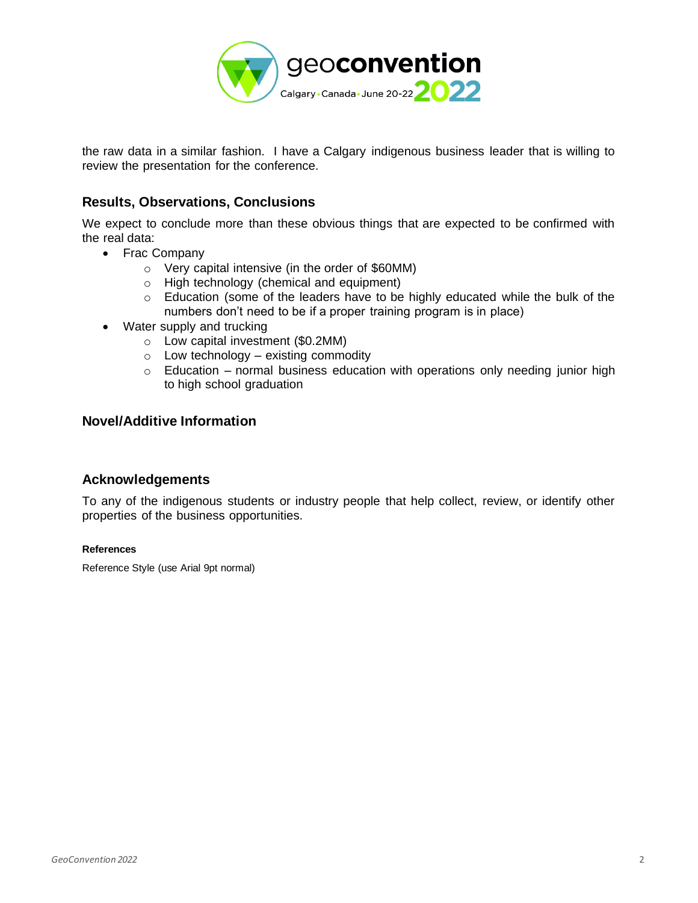the raw data in a similar fashion. I have a Calgary indigenous business leader that is willing to review the presentation for the conference.

## Results, Observations, Conclusions

We expect to conclude more than these obvious things that are expected to be confirmed with the real data:

- Frac Company
  - Very capital intensive (in the order of $60MM)
  - High technology (chemical and equipment)
  - Education (some of the leaders have to be highly educated while the bulk of the numbers don't need to be if a proper training program is in place)
- Water supply and trucking
  - Low capital investment ($0.2MM)
  - Low technology – existing commodity
  - Education – normal business education with operations only needing junior high to high school graduation

## Novel/Additive Information

## Acknowledgements

To any of the indigenous students or industry people that help collect, review, or identify other properties of the business opportunities.

#### References

Reference Style (use Arial 9pt normal)